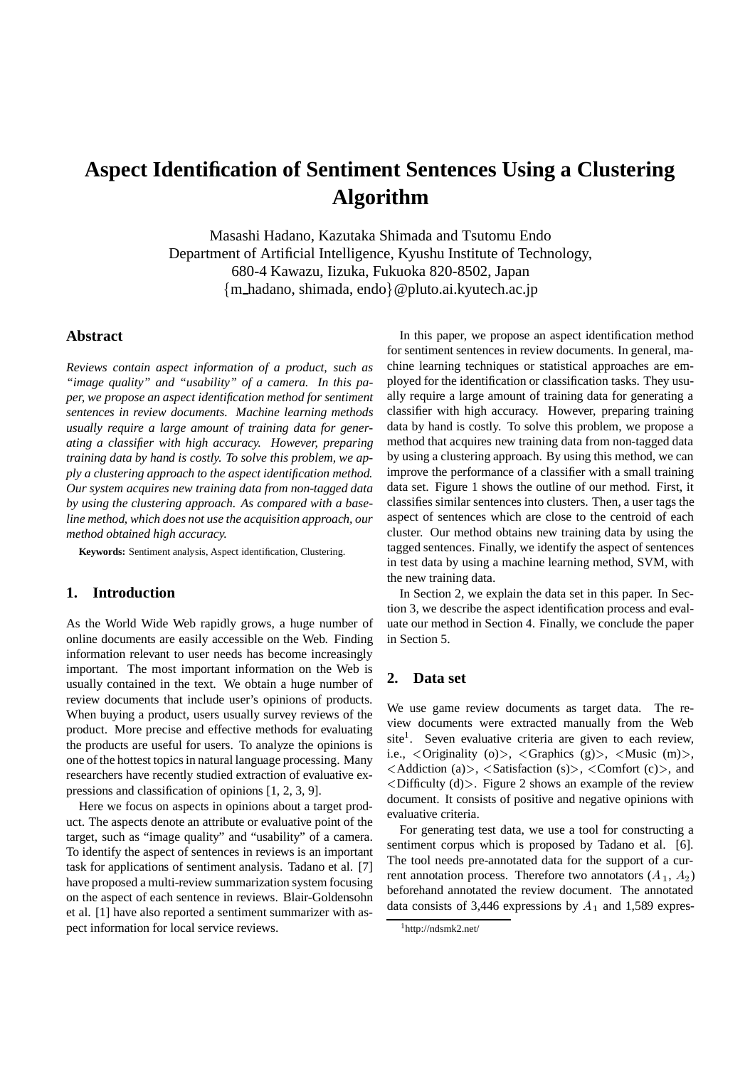# Aspect Identification of Sentiment Sentences Using a Clustering Algorithm

Masashi Hadano, Kazutaka Shimada and Tsutomu Endo
Department of Artificial Intelligence, Kyushu Institute of Technology,
680-4 Kawazu, Iizuka, Fukuoka 820-8502, Japan
{m_hadano, shimada, endo}@pluto.ai.kyutech.ac.jp

## Abstract

*Reviews contain aspect information of a product, such as "image quality" and "usability" of a camera. In this paper, we propose an aspect identification method for sentiment sentences in review documents. Machine learning methods usually require a large amount of training data for generating a classifier with high accuracy. However, preparing training data by hand is costly. To solve this problem, we apply a clustering approach to the aspect identification method. Our system acquires new training data from non-tagged data by using the clustering approach. As compared with a baseline method, which does not use the acquisition approach, our method obtained high accuracy.*

**Keywords:** Sentiment analysis, Aspect identification, Clustering.

## 1. Introduction

As the World Wide Web rapidly grows, a huge number of online documents are easily accessible on the Web. Finding information relevant to user needs has become increasingly important. The most important information on the Web is usually contained in the text. We obtain a huge number of review documents that include user's opinions of products. When buying a product, users usually survey reviews of the product. More precise and effective methods for evaluating the products are useful for users. To analyze the opinions is one of the hottest topics in natural language processing. Many researchers have recently studied extraction of evaluative expressions and classification of opinions [1, 2, 3, 9].

Here we focus on aspects in opinions about a target product. The aspects denote an attribute or evaluative point of the target, such as "image quality" and "usability" of a camera. To identify the aspect of sentences in reviews is an important task for applications of sentiment analysis. Tadano et al. [7] have proposed a multi-review summarization system focusing on the aspect of each sentence in reviews. Blair-Goldensohn et al. [1] have also reported a sentiment summarizer with aspect information for local service reviews.

In this paper, we propose an aspect identification method for sentiment sentences in review documents. In general, machine learning techniques or statistical approaches are employed for the identification or classification tasks. They usually require a large amount of training data for generating a classifier with high accuracy. However, preparing training data by hand is costly. To solve this problem, we propose a method that acquires new training data from non-tagged data by using a clustering approach. By using this method, we can improve the performance of a classifier with a small training data set. Figure 1 shows the outline of our method. First, it classifies similar sentences into clusters. Then, a user tags the aspect of sentences which are close to the centroid of each cluster. Our method obtains new training data by using the tagged sentences. Finally, we identify the aspect of sentences in test data by using a machine learning method, SVM, with the new training data.

In Section 2, we explain the data set in this paper. In Section 3, we describe the aspect identification process and evaluate our method in Section 4. Finally, we conclude the paper in Section 5.

## 2. Data set

We use game review documents as target data. The review documents were extracted manually from the Web site[1]. Seven evaluative criteria are given to each review, i.e., <Originality (o)>, <Graphics (g)>, <Music (m)>, <Addiction (a)>, <Satisfaction (s)>, <Comfort (c)>, and <Difficulty (d)>. Figure 2 shows an example of the review document. It consists of positive and negative opinions with evaluative criteria.

For generating test data, we use a tool for constructing a sentiment corpus which is proposed by Tadano et al. [6]. The tool needs pre-annotated data for the support of a current annotation process. Therefore two annotators ($A_1$, $A_2$) beforehand annotated the review document. The annotated data consists of 3,446 expressions by $A_1$ and 1,589 expres-

[1] http://ndsmk2.net/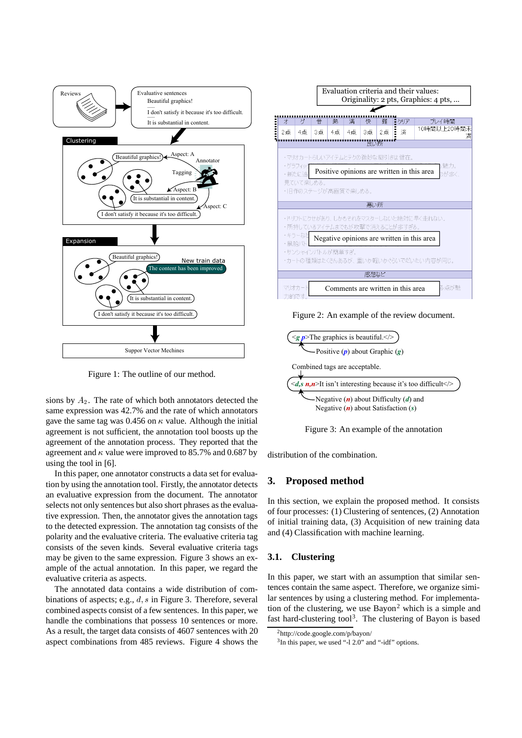Figure 1: The outline of our method.

Figure 2: An example of the review document.

Figure 3: An example of the annotation

sions by $A_2$. The rate of which both annotators detected the same expression was 42.7% and the rate of which annotators gave the same tag was 0.456 on $\kappa$ value. Although the initial agreement is not sufficient, the annotation tool boosts up the agreement of the annotation process. They reported that the agreement and $\kappa$ value were improved to 85.7% and 0.687 by using the tool in [6].

In this paper, one annotator constructs a data set for evaluation by using the annotation tool. Firstly, the annotator detects an evaluative expression from the document. The annotator selects not only sentences but also short phrases as the evaluative expression. Then, the annotator gives the annotation tags to the detected expression. The annotation tag consists of the polarity and the evaluative criteria. The evaluative criteria tag consists of the seven kinds. Several evaluative criteria tags may be given to the same expression. Figure 3 shows an example of the actual annotation. In this paper, we regard the evaluative criteria as aspects.

The annotated data contains a wide distribution of combinations of aspects; e.g., $d, s$ in Figure 3. Therefore, several combined aspects consist of a few sentences. In this paper, we handle the combinations that possess 10 sentences or more. As a result, the target data consists of 4607 sentences with 20 aspect combinations from 485 reviews. Figure 4 shows the distribution of the combination.

## 3. Proposed method

In this section, we explain the proposed method. It consists of four processes: (1) Clustering of sentences, (2) Annotation of initial training data, (3) Acquisition of new training data and (4) Classification with machine learning.

### 3.1. Clustering

In this paper, we start with an assumption that similar sentences contain the same aspect. Therefore, we organize similar sentences by using a clustering method. For implementation of the clustering, we use Bayon[2] which is a simple and fast hard-clustering tool[3]. The clustering of Bayon is based

[2] http://code.google.com/p/bayon/

[3] In this paper, we used "-l 2.0" and "-idf" options.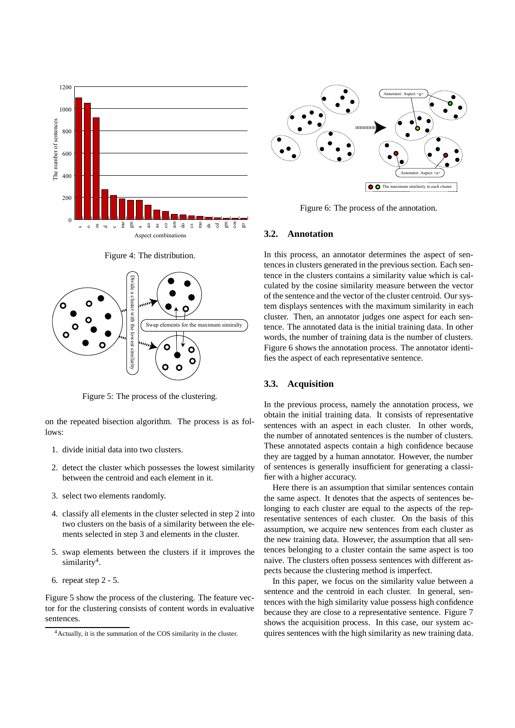Figure 4: The distribution.

Figure 5: The process of the clustering.

on the repeated bisection algorithm. The process is as follows:

1. divide initial data into two clusters.
2. detect the cluster which possesses the lowest similarity between the centroid and each element in it.
3. select two elements randomly.
4. classify all elements in the cluster selected in step 2 into two clusters on the basis of a similarity between the elements selected in step 3 and elements in the cluster.
5. swap elements between the clusters if it improves the similarity[4].
6. repeat step 2 - 5.

Figure 5 show the process of the clustering. The feature vector for the clustering consists of content words in evaluative sentences.

[4] Actually, it is the summation of the COS similarity in the cluster.

Figure 6: The process of the annotation.

## 3.2. Annotation

In this process, an annotator determines the aspect of sentences in clusters generated in the previous section. Each sentence in the clusters contains a similarity value which is calculated by the cosine similarity measure between the vector of the sentence and the vector of the cluster centroid. Our system displays sentences with the maximum similarity in each cluster. Then, an annotator judges one aspect for each sentence. The annotated data is the initial training data. In other words, the number of training data is the number of clusters. Figure 6 shows the annotation process. The annotator identifies the aspect of each representative sentence.

## 3.3. Acquisition

In the previous process, namely the annotation process, we obtain the initial training data. It consists of representative sentences with an aspect in each cluster. In other words, the number of annotated sentences is the number of clusters. These annotated aspects contain a high confidence because they are tagged by a human annotator. However, the number of sentences is generally insufficient for generating a classifier with a higher accuracy.

Here there is an assumption that similar sentences contain the same aspect. It denotes that the aspects of sentences belonging to each cluster are equal to the aspects of the representative sentences of each cluster. On the basis of this assumption, we acquire new sentences from each cluster as the new training data. However, the assumption that all sentences belonging to a cluster contain the same aspect is too naive. The clusters often possess sentences with different aspects because the clustering method is imperfect.

In this paper, we focus on the similarity value between a sentence and the centroid in each cluster. In general, sentences with the high similarity value possess high confidence because they are close to a representative sentence. Figure 7 shows the acquisition process. In this case, our system acquires sentences with the high similarity as new training data.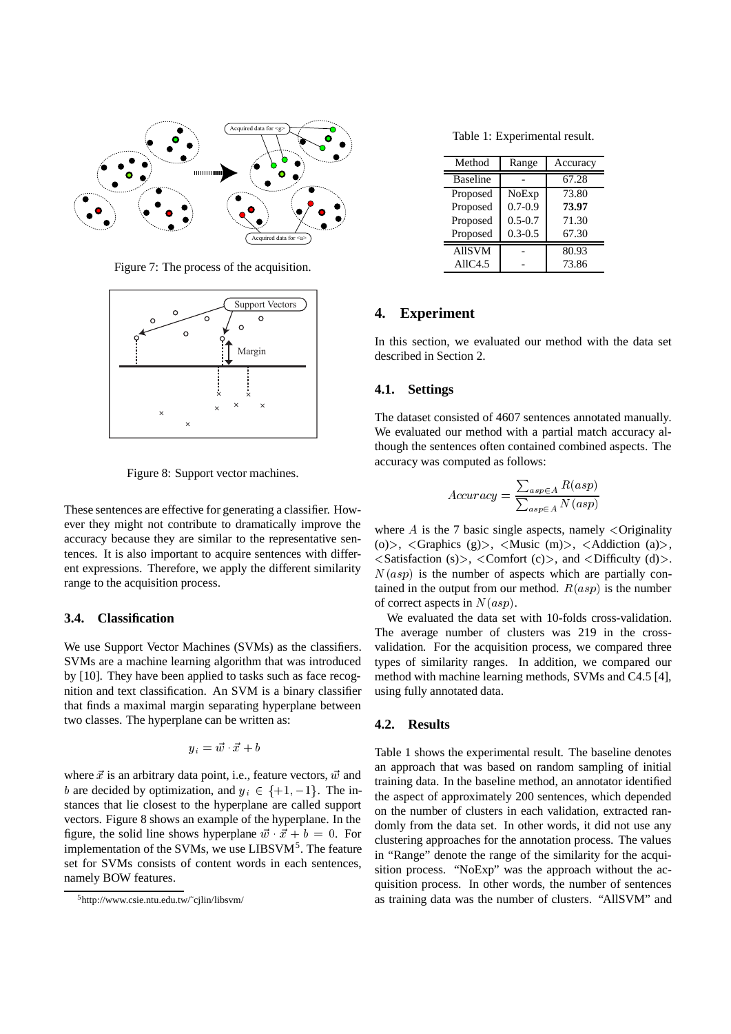Figure 7: The process of the acquisition.

Figure 8: Support vector machines.

These sentences are effective for generating a classifier. However they might not contribute to dramatically improve the accuracy because they are similar to the representative sentences. It is also important to acquire sentences with different expressions. Therefore, we apply the different similarity range to the acquisition process.

### 3.4. Classification

We use Support Vector Machines (SVMs) as the classifiers. SVMs are a machine learning algorithm that was introduced by [10]. They have been applied to tasks such as face recognition and text classification. An SVM is a binary classifier that finds a maximal margin separating hyperplane between two classes. The hyperplane can be written as:

$$y_i = \vec{w} \cdot \vec{x} + b$$

where $\vec{x}$ is an arbitrary data point, i.e., feature vectors, $\vec{w}$ and $b$ are decided by optimization, and $y_i \in \{+1, -1\}$. The instances that lie closest to the hyperplane are called support vectors. Figure 8 shows an example of the hyperplane. In the figure, the solid line shows hyperplane $\vec{w} \cdot \vec{x} + b = 0$. For implementation of the SVMs, we use LIBSVM[5]. The feature set for SVMs consists of content words in each sentences, namely BOW features.

[5] http://www.csie.ntu.edu.tw/~cjlin/libsvm/

Table 1: Experimental result.

| Method | Range | Accuracy |
|---|---|---|
| Baseline | - | 67.28 |
| Proposed | NoExp | 73.80 |
| Proposed | 0.7-0.9 | **73.97** |
| Proposed | 0.5-0.7 | 71.30 |
| Proposed | 0.3-0.5 | 67.30 |
| AllSVM | - | 80.93 |
| AllC4.5 | - | 73.86 |

## 4. Experiment

In this section, we evaluated our method with the data set described in Section 2.

### 4.1. Settings

The dataset consisted of 4607 sentences annotated manually. We evaluated our method with a partial match accuracy although the sentences often contained combined aspects. The accuracy was computed as follows:

$$Accuracy = \frac{\sum_{asp \in A} R(asp)}{\sum_{asp \in A} N(asp)}$$

where $A$ is the 7 basic single aspects, namely <Originality (o)>, <Graphics (g)>, <Music (m)>, <Addiction (a)>, <Satisfaction (s)>, <Comfort (c)>, and <Difficulty (d)>. $N(asp)$ is the number of aspects which are partially contained in the output from our method. $R(asp)$ is the number of correct aspects in $N(asp)$.

We evaluated the data set with 10-folds cross-validation. The average number of clusters was 219 in the cross-validation. For the acquisition process, we compared three types of similarity ranges. In addition, we compared our method with machine learning methods, SVMs and C4.5 [4], using fully annotated data.

### 4.2. Results

Table 1 shows the experimental result. The baseline denotes an approach that was based on random sampling of initial training data. In the baseline method, an annotator identified the aspect of approximately 200 sentences, which depended on the number of clusters in each validation, extracted randomly from the data set. In other words, it did not use any clustering approaches for the annotation process. The values in "Range" denote the range of the similarity for the acquisition process. "NoExp" was the approach without the acquisition process. In other words, the number of sentences as training data was the number of clusters. "AllSVM" and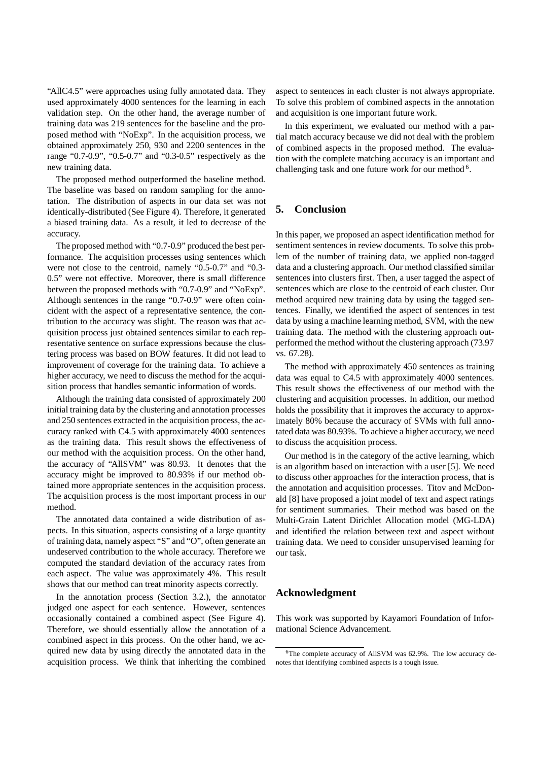"AllC4.5" were approaches using fully annotated data. They used approximately 4000 sentences for the learning in each validation step. On the other hand, the average number of training data was 219 sentences for the baseline and the proposed method with "NoExp". In the acquisition process, we obtained approximately 250, 930 and 2200 sentences in the range "0.7-0.9", "0.5-0.7" and "0.3-0.5" respectively as the new training data.

The proposed method outperformed the baseline method. The baseline was based on random sampling for the annotation. The distribution of aspects in our data set was not identically-distributed (See Figure 4). Therefore, it generated a biased training data. As a result, it led to decrease of the accuracy.

The proposed method with "0.7-0.9" produced the best performance. The acquisition processes using sentences which were not close to the centroid, namely "0.5-0.7" and "0.3-0.5" were not effective. Moreover, there is small difference between the proposed methods with "0.7-0.9" and "NoExp". Although sentences in the range "0.7-0.9" were often coincident with the aspect of a representative sentence, the contribution to the accuracy was slight. The reason was that acquisition process just obtained sentences similar to each representative sentence on surface expressions because the clustering process was based on BOW features. It did not lead to improvement of coverage for the training data. To achieve a higher accuracy, we need to discuss the method for the acquisition process that handles semantic information of words.

Although the training data consisted of approximately 200 initial training data by the clustering and annotation processes and 250 sentences extracted in the acquisition process, the accuracy ranked with C4.5 with approximately 4000 sentences as the training data. This result shows the effectiveness of our method with the acquisition process. On the other hand, the accuracy of "AllSVM" was 80.93. It denotes that the accuracy might be improved to 80.93% if our method obtained more appropriate sentences in the acquisition process. The acquisition process is the most important process in our method.

The annotated data contained a wide distribution of aspects. In this situation, aspects consisting of a large quantity of training data, namely aspect "S" and "O", often generate an undeserved contribution to the whole accuracy. Therefore we computed the standard deviation of the accuracy rates from each aspect. The value was approximately 4%. This result shows that our method can treat minority aspects correctly.

In the annotation process (Section 3.2.), the annotator judged one aspect for each sentence. However, sentences occasionally contained a combined aspect (See Figure 4). Therefore, we should essentially allow the annotation of a combined aspect in this process. On the other hand, we acquired new data by using directly the annotated data in the acquisition process. We think that inheriting the combined aspect to sentences in each cluster is not always appropriate. To solve this problem of combined aspects in the annotation and acquisition is one important future work.

In this experiment, we evaluated our method with a partial match accuracy because we did not deal with the problem of combined aspects in the proposed method. The evaluation with the complete matching accuracy is an important and challenging task and one future work for our method [6].

## 5. Conclusion

In this paper, we proposed an aspect identification method for sentiment sentences in review documents. To solve this problem of the number of training data, we applied non-tagged data and a clustering approach. Our method classified similar sentences into clusters first. Then, a user tagged the aspect of sentences which are close to the centroid of each cluster. Our method acquired new training data by using the tagged sentences. Finally, we identified the aspect of sentences in test data by using a machine learning method, SVM, with the new training data. The method with the clustering approach outperformed the method without the clustering approach (73.97 vs. 67.28).

The method with approximately 450 sentences as training data was equal to C4.5 with approximately 4000 sentences. This result shows the effectiveness of our method with the clustering and acquisition processes. In addition, our method holds the possibility that it improves the accuracy to approximately 80% because the accuracy of SVMs with full annotated data was 80.93%. To achieve a higher accuracy, we need to discuss the acquisition process.

Our method is in the category of the active learning, which is an algorithm based on interaction with a user [5]. We need to discuss other approaches for the interaction process, that is the annotation and acquisition processes. Titov and McDonald [8] have proposed a joint model of text and aspect ratings for sentiment summaries. Their method was based on the Multi-Grain Latent Dirichlet Allocation model (MG-LDA) and identified the relation between text and aspect without training data. We need to consider unsupervised learning for our task.

## Acknowledgment

This work was supported by Kayamori Foundation of Informational Science Advancement.

[6] The complete accuracy of AllSVM was 62.9%. The low accuracy denotes that identifying combined aspects is a tough issue.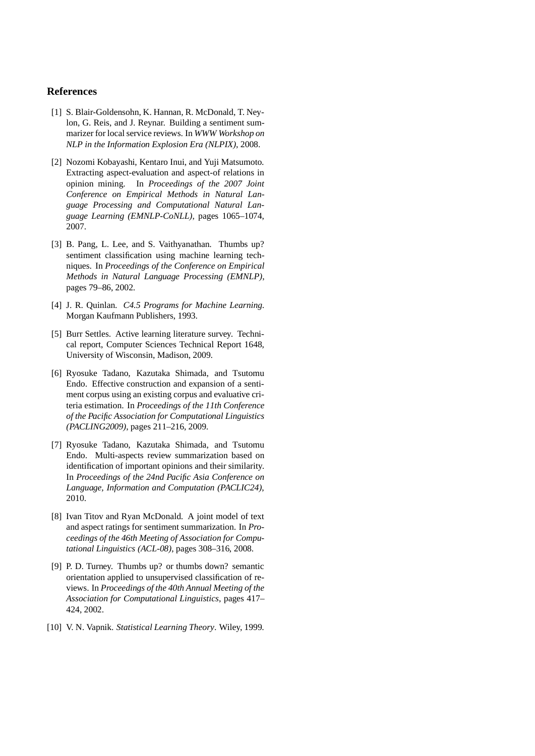## References

[1] S. Blair-Goldensohn, K. Hannan, R. McDonald, T. Neylon, G. Reis, and J. Reynar. Building a sentiment summarizer for local service reviews. In *WWW Workshop on NLP in the Information Explosion Era (NLPIX)*, 2008.

[2] Nozomi Kobayashi, Kentaro Inui, and Yuji Matsumoto. Extracting aspect-evaluation and aspect-of relations in opinion mining. In *Proceedings of the 2007 Joint Conference on Empirical Methods in Natural Language Processing and Computational Natural Language Learning (EMNLP-CoNLL)*, pages 1065–1074, 2007.

[3] B. Pang, L. Lee, and S. Vaithyanathan. Thumbs up? sentiment classification using machine learning techniques. In *Proceedings of the Conference on Empirical Methods in Natural Language Processing (EMNLP)*, pages 79–86, 2002.

[4] J. R. Quinlan. *C4.5 Programs for Machine Learning*. Morgan Kaufmann Publishers, 1993.

[5] Burr Settles. Active learning literature survey. Technical report, Computer Sciences Technical Report 1648, University of Wisconsin, Madison, 2009.

[6] Ryosuke Tadano, Kazutaka Shimada, and Tsutomu Endo. Effective construction and expansion of a sentiment corpus using an existing corpus and evaluative criteria estimation. In *Proceedings of the 11th Conference of the Pacific Association for Computational Linguistics (PACLING2009)*, pages 211–216, 2009.

[7] Ryosuke Tadano, Kazutaka Shimada, and Tsutomu Endo. Multi-aspects review summarization based on identification of important opinions and their similarity. In *Proceedings of the 24nd Pacific Asia Conference on Language, Information and Computation (PACLIC24)*, 2010.

[8] Ivan Titov and Ryan McDonald. A joint model of text and aspect ratings for sentiment summarization. In *Proceedings of the 46th Meeting of Association for Computational Linguistics (ACL-08)*, pages 308–316, 2008.

[9] P. D. Turney. Thumbs up? or thumbs down? semantic orientation applied to unsupervised classification of reviews. In *Proceedings of the 40th Annual Meeting of the Association for Computational Linguistics*, pages 417–424, 2002.

[10] V. N. Vapnik. *Statistical Learning Theory*. Wiley, 1999.